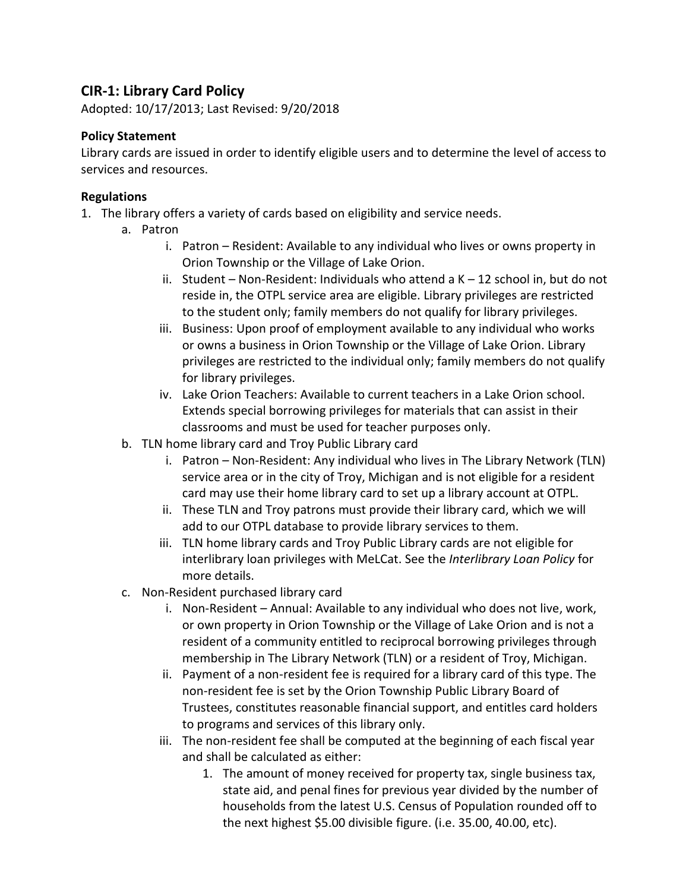## CIR-1: Library Card Policy

Adopted: 10/17/2013; Last Revised: 9/20/2018

**Policy Statement**

Library cards are issued in order to identify eligible users and to determine the level of access to services and resources.

**Regulations**

1. The library offers a variety of cards based on eligibility and service needs.
   a. Patron
      i. Patron – Resident: Available to any individual who lives or owns property in Orion Township or the Village of Lake Orion.
      ii. Student – Non-Resident: Individuals who attend a K – 12 school in, but do not reside in, the OTPL service area are eligible. Library privileges are restricted to the student only; family members do not qualify for library privileges.
      iii. Business: Upon proof of employment available to any individual who works or owns a business in Orion Township or the Village of Lake Orion. Library privileges are restricted to the individual only; family members do not qualify for library privileges.
      iv. Lake Orion Teachers: Available to current teachers in a Lake Orion school. Extends special borrowing privileges for materials that can assist in their classrooms and must be used for teacher purposes only.
   b. TLN home library card and Troy Public Library card
      i. Patron – Non-Resident: Any individual who lives in The Library Network (TLN) service area or in the city of Troy, Michigan and is not eligible for a resident card may use their home library card to set up a library account at OTPL.
      ii. These TLN and Troy patrons must provide their library card, which we will add to our OTPL database to provide library services to them.
      iii. TLN home library cards and Troy Public Library cards are not eligible for interlibrary loan privileges with MeLCat. See the *Interlibrary Loan Policy* for more details.
   c. Non-Resident purchased library card
      i. Non-Resident – Annual: Available to any individual who does not live, work, or own property in Orion Township or the Village of Lake Orion and is not a resident of a community entitled to reciprocal borrowing privileges through membership in The Library Network (TLN) or a resident of Troy, Michigan.
      ii. Payment of a non-resident fee is required for a library card of this type. The non-resident fee is set by the Orion Township Public Library Board of Trustees, constitutes reasonable financial support, and entitles card holders to programs and services of this library only.
      iii. The non-resident fee shall be computed at the beginning of each fiscal year and shall be calculated as either:
         1. The amount of money received for property tax, single business tax, state aid, and penal fines for previous year divided by the number of households from the latest U.S. Census of Population rounded off to the next highest $5.00 divisible figure. (i.e. 35.00, 40.00, etc).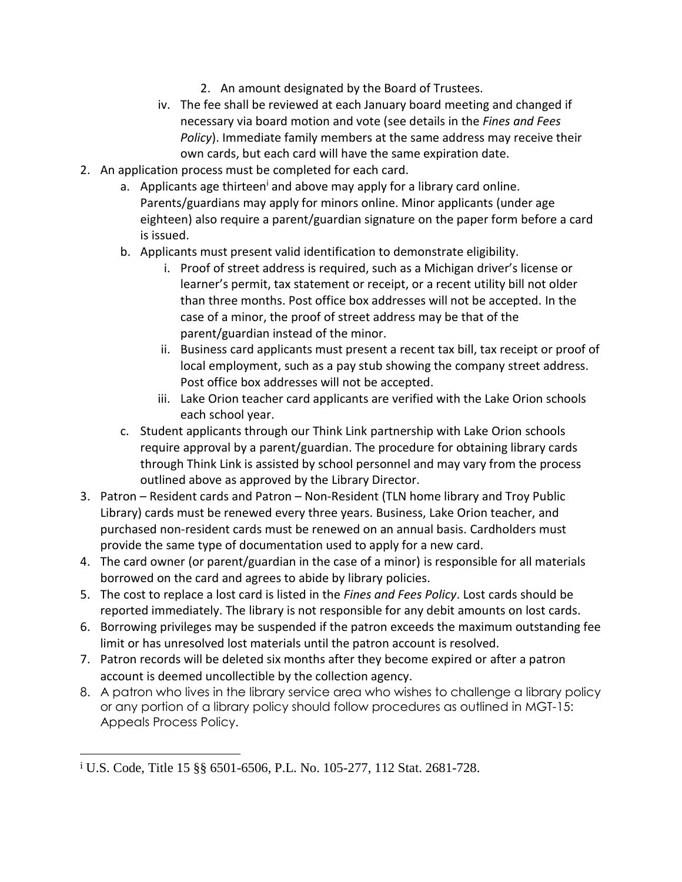2. An amount designated by the Board of Trustees.

   iv. The fee shall be reviewed at each January board meeting and changed if necessary via board motion and vote (see details in the *Fines and Fees Policy*). Immediate family members at the same address may receive their own cards, but each card will have the same expiration date.

2. An application process must be completed for each card.
   a. Applicants age thirteen[i] and above may apply for a library card online. Parents/guardians may apply for minors online. Minor applicants (under age eighteen) also require a parent/guardian signature on the paper form before a card is issued.
   b. Applicants must present valid identification to demonstrate eligibility.
      i. Proof of street address is required, such as a Michigan driver's license or learner's permit, tax statement or receipt, or a recent utility bill not older than three months. Post office box addresses will not be accepted. In the case of a minor, the proof of street address may be that of the parent/guardian instead of the minor.
      ii. Business card applicants must present a recent tax bill, tax receipt or proof of local employment, such as a pay stub showing the company street address. Post office box addresses will not be accepted.
      iii. Lake Orion teacher card applicants are verified with the Lake Orion schools each school year.
   c. Student applicants through our Think Link partnership with Lake Orion schools require approval by a parent/guardian. The procedure for obtaining library cards through Think Link is assisted by school personnel and may vary from the process outlined above as approved by the Library Director.
3. Patron – Resident cards and Patron – Non-Resident (TLN home library and Troy Public Library) cards must be renewed every three years. Business, Lake Orion teacher, and purchased non-resident cards must be renewed on an annual basis. Cardholders must provide the same type of documentation used to apply for a new card.
4. The card owner (or parent/guardian in the case of a minor) is responsible for all materials borrowed on the card and agrees to abide by library policies.
5. The cost to replace a lost card is listed in the *Fines and Fees Policy*. Lost cards should be reported immediately. The library is not responsible for any debit amounts on lost cards.
6. Borrowing privileges may be suspended if the patron exceeds the maximum outstanding fee limit or has unresolved lost materials until the patron account is resolved.
7. Patron records will be deleted six months after they become expired or after a patron account is deemed uncollectible by the collection agency.
8. A patron who lives in the library service area who wishes to challenge a library policy or any portion of a library policy should follow procedures as outlined in MGT-15: Appeals Process Policy.

---

[i] U.S. Code, Title 15 §§ 6501-6506, P.L. No. 105-277, 112 Stat. 2681-728.